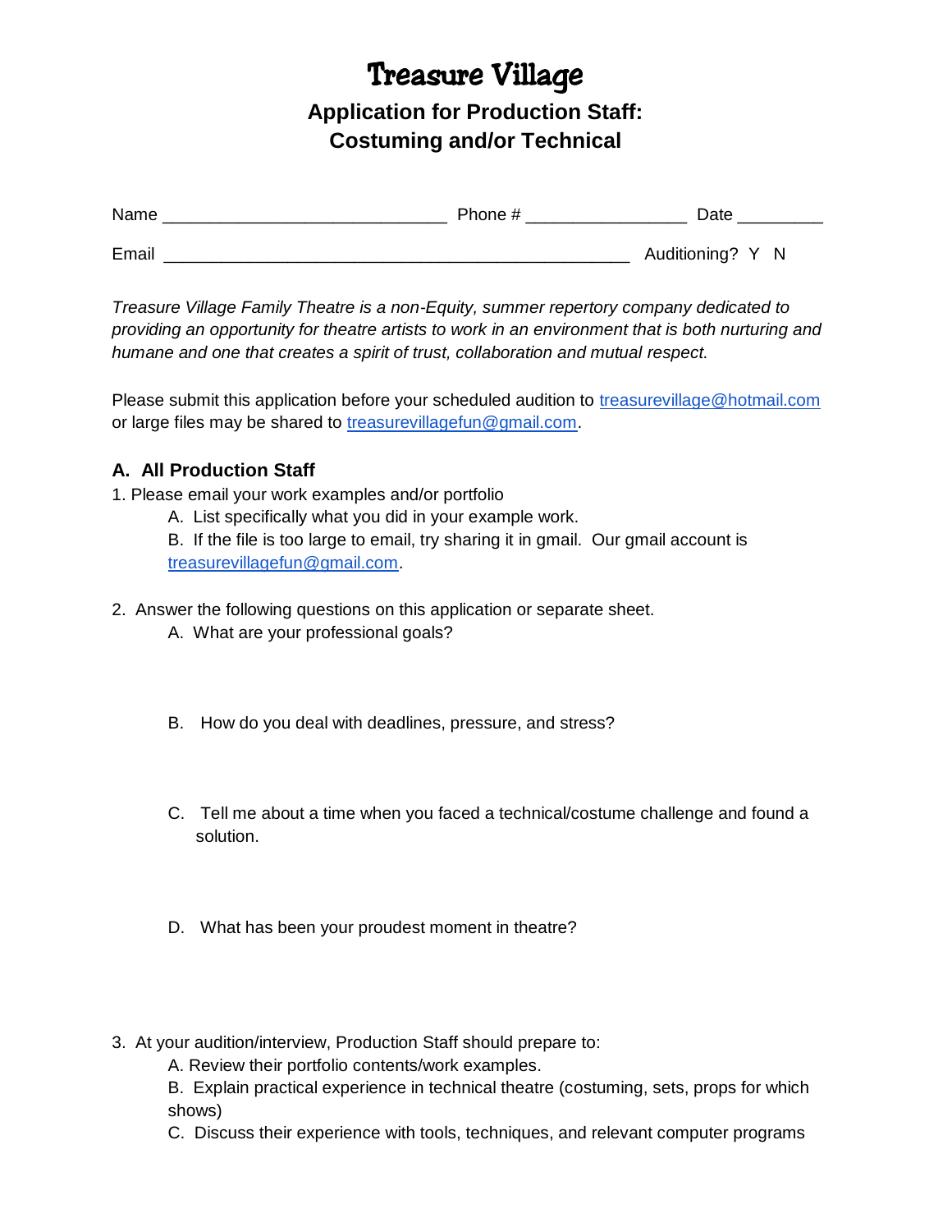# Treasure Village

## Application for Production Staff: Costuming and/or Technical

Name ______________________________ Phone # _________________ Date _________

Email _________________________________________________ Auditioning? Y N

*Treasure Village Family Theatre is a non-Equity, summer repertory company dedicated to providing an opportunity for theatre artists to work in an environment that is both nurturing and humane and one that creates a spirit of trust, collaboration and mutual respect.*

Please submit this application before your scheduled audition to treasurevillage@hotmail.com or large files may be shared to treasurevillagefun@gmail.com.

### A. All Production Staff

1. Please email your work examples and/or portfolio
   - A. List specifically what you did in your example work.
   - B. If the file is too large to email, try sharing it in gmail. Our gmail account is treasurevillagefun@gmail.com.

2. Answer the following questions on this application or separate sheet.
   - A. What are your professional goals?
   - B. How do you deal with deadlines, pressure, and stress?
   - C. Tell me about a time when you faced a technical/costume challenge and found a solution.
   - D. What has been your proudest moment in theatre?

3. At your audition/interview, Production Staff should prepare to:
   - A. Review their portfolio contents/work examples.
   - B. Explain practical experience in technical theatre (costuming, sets, props for which shows)
   - C. Discuss their experience with tools, techniques, and relevant computer programs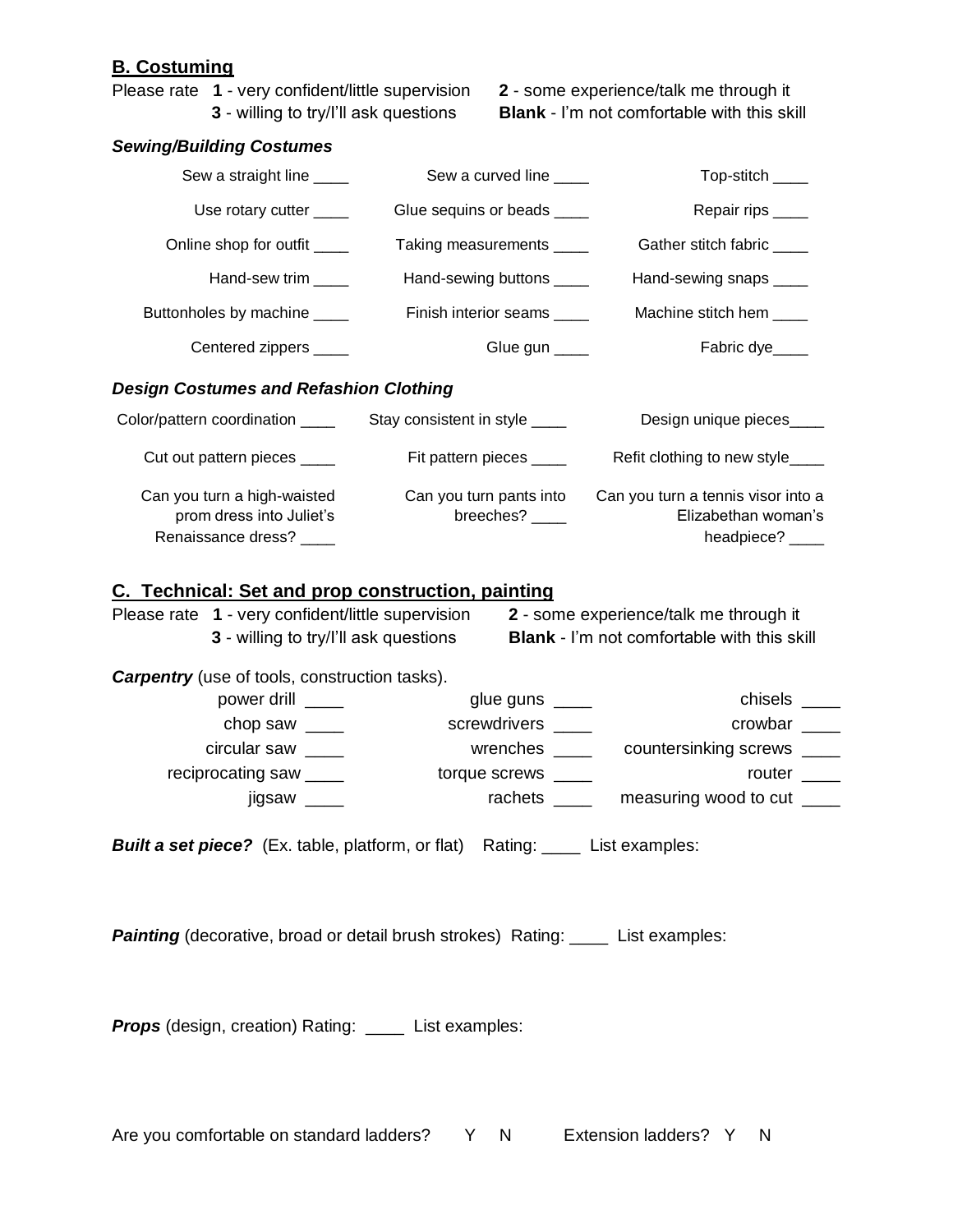## B. Costuming

Please rate **1** - very confident/little supervision **2** - some experience/talk me through it
**3** - willing to try/I'll ask questions **Blank** - I'm not comfortable with this skill

### *Sewing/Building Costumes*

| | | |
|---|---|---|
| Sew a straight line ____ | Sew a curved line ____ | Top-stitch ____ |
| Use rotary cutter ____ | Glue sequins or beads ____ | Repair rips ____ |
| Online shop for outfit ____ | Taking measurements ____ | Gather stitch fabric ____ |
| Hand-sew trim ____ | Hand-sewing buttons ____ | Hand-sewing snaps ____ |
| Buttonholes by machine ____ | Finish interior seams ____ | Machine stitch hem ____ |
| Centered zippers ____ | Glue gun ____ | Fabric dye____ |

### *Design Costumes and Refashion Clothing*

| | | |
|---|---|---|
| Color/pattern coordination ____ | Stay consistent in style ____ | Design unique pieces____ |
| Cut out pattern pieces ____ | Fit pattern pieces ____ | Refit clothing to new style____ |
| Can you turn a high-waisted prom dress into Juliet's Renaissance dress? ____ | Can you turn pants into breeches? ____ | Can you turn a tennis visor into a Elizabethan woman's headpiece? ____ |

## C. Technical: Set and prop construction, painting

Please rate **1** - very confident/little supervision **2** - some experience/talk me through it
**3** - willing to try/I'll ask questions **Blank** - I'm not comfortable with this skill

***Carpentry*** (use of tools, construction tasks).

| | | |
|---|---|---|
| power drill ____ | glue guns ____ | chisels ____ |
| chop saw ____ | screwdrivers ____ | crowbar ____ |
| circular saw ____ | wrenches ____ | countersinking screws ____ |
| reciprocating saw ____ | torque screws ____ | router ____ |
| jigsaw ____ | rachets ____ | measuring wood to cut ____ |

***Built a set piece?*** (Ex. table, platform, or flat) Rating: ____ List examples:

***Painting*** (decorative, broad or detail brush strokes) Rating: ____ List examples:

***Props*** (design, creation) Rating: ____ List examples:

Are you comfortable on standard ladders? Y N Extension ladders? Y N